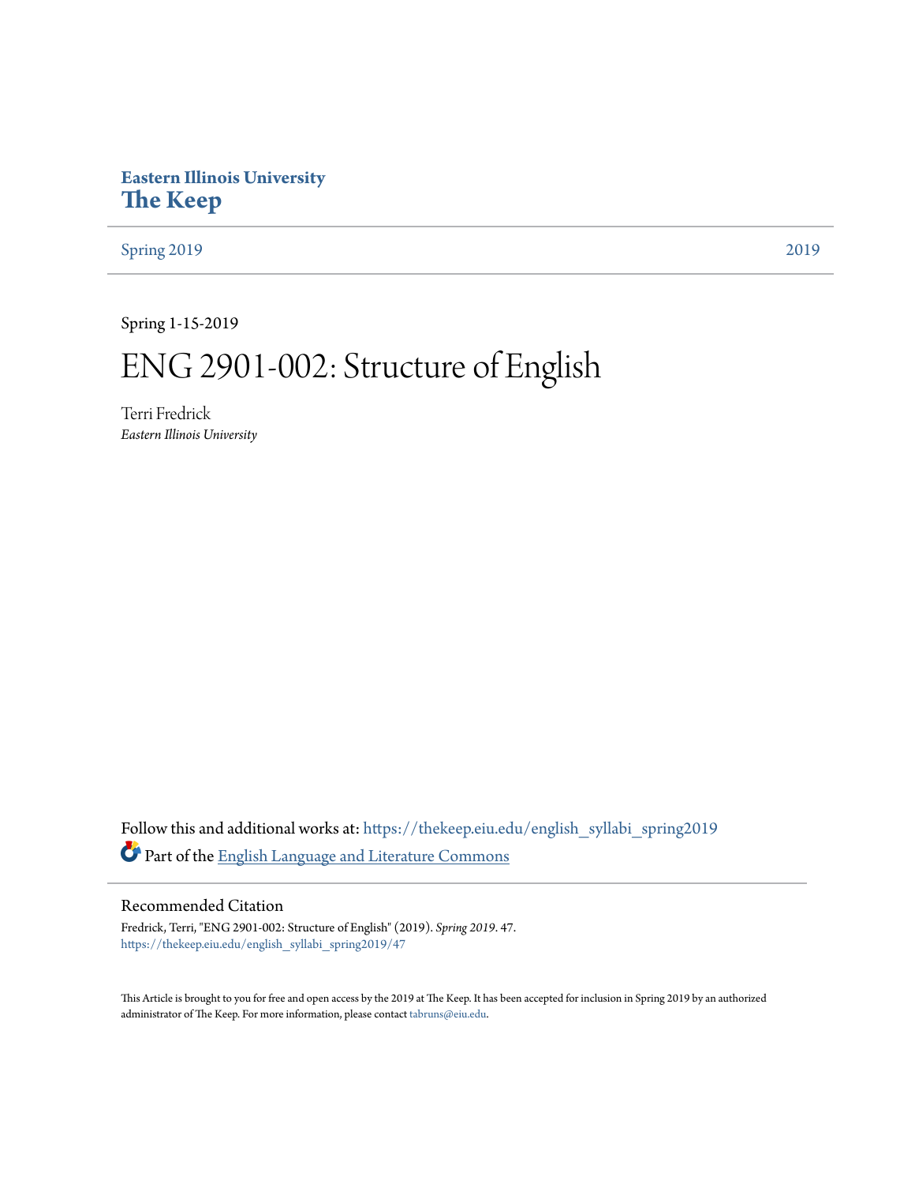Eastern Illinois University

# The Keep

Spring 2019 2019

Spring 1-15-2019

# ENG 2901-002: Structure of English

Terri Fredrick
*Eastern Illinois University*

Follow this and additional works at: https://thekeep.eiu.edu/english_syllabi_spring2019

Part of the English Language and Literature Commons

## Recommended Citation

Fredrick, Terri, "ENG 2901-002: Structure of English" (2019). *Spring 2019*. 47.
https://thekeep.eiu.edu/english_syllabi_spring2019/47

This Article is brought to you for free and open access by the 2019 at The Keep. It has been accepted for inclusion in Spring 2019 by an authorized administrator of The Keep. For more information, please contact tabruns@eiu.edu.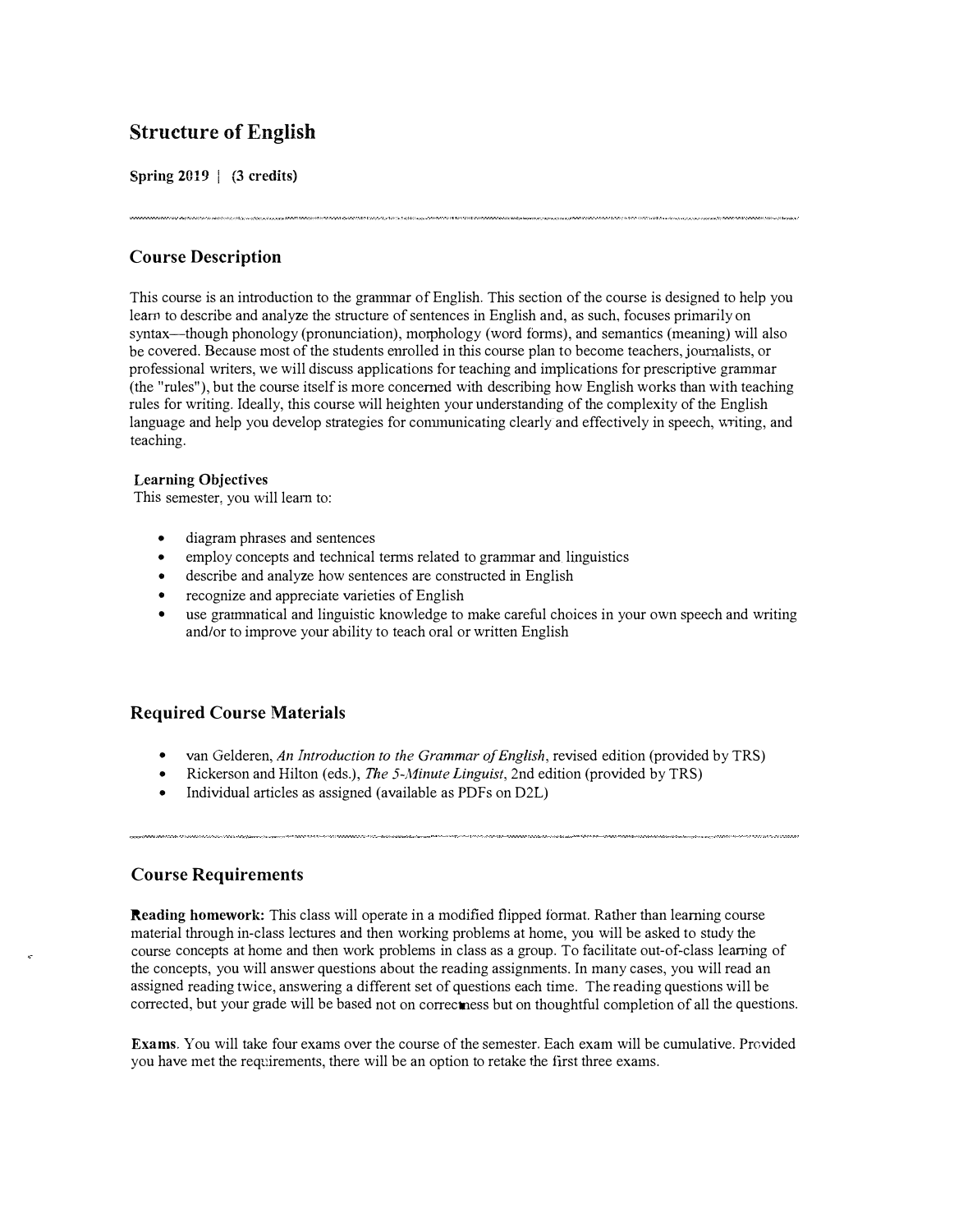## Structure of English

**Spring 2019 | (3 credits)**

---

## Course Description

This course is an introduction to the grammar of English. This section of the course is designed to help you learn to describe and analyze the structure of sentences in English and, as such, focuses primarily on syntax—though phonology (pronunciation), morphology (word forms), and semantics (meaning) will also be covered. Because most of the students enrolled in this course plan to become teachers, journalists, or professional writers, we will discuss applications for teaching and implications for prescriptive grammar (the "rules"), but the course itself is more concerned with describing how English works than with teaching rules for writing. Ideally, this course will heighten your understanding of the complexity of the English language and help you develop strategies for communicating clearly and effectively in speech, writing, and teaching.

**Learning Objectives**

This semester, you will learn to:

- diagram phrases and sentences
- employ concepts and technical terms related to grammar and linguistics
- describe and analyze how sentences are constructed in English
- recognize and appreciate varieties of English
- use grammatical and linguistic knowledge to make careful choices in your own speech and writing and/or to improve your ability to teach oral or written English

## Required Course Materials

- van Gelderen, *An Introduction to the Grammar of English*, revised edition (provided by TRS)
- Rickerson and Hilton (eds.), *The 5-Minute Linguist*, 2nd edition (provided by TRS)
- Individual articles as assigned (available as PDFs on D2L)

---

## Course Requirements

**Reading homework:** This class will operate in a modified flipped format. Rather than learning course material through in-class lectures and then working problems at home, you will be asked to study the course concepts at home and then work problems in class as a group. To facilitate out-of-class learning of the concepts, you will answer questions about the reading assignments. In many cases, you will read an assigned reading twice, answering a different set of questions each time. The reading questions will be corrected, but your grade will be based not on correctness but on thoughtful completion of all the questions.

**Exams**. You will take four exams over the course of the semester. Each exam will be cumulative. Provided you have met the requirements, there will be an option to retake the first three exams.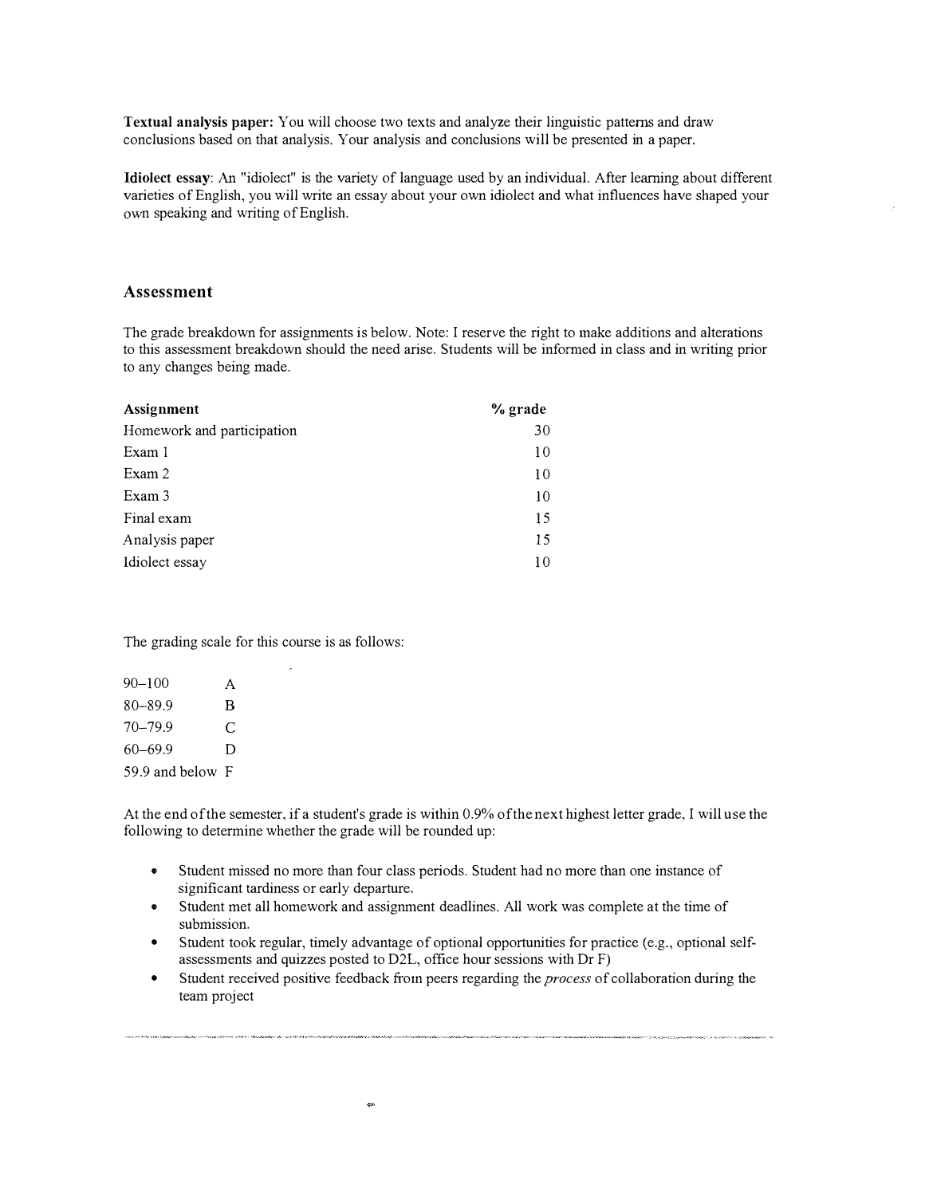**Textual analysis paper:** You will choose two texts and analyze their linguistic patterns and draw conclusions based on that analysis. Your analysis and conclusions will be presented in a paper.

**Idiolect essay**: An "idiolect" is the variety of language used by an individual. After learning about different varieties of English, you will write an essay about your own idiolect and what influences have shaped your own speaking and writing of English.

## Assessment

The grade breakdown for assignments is below. Note: I reserve the right to make additions and alterations to this assessment breakdown should the need arise. Students will be informed in class and in writing prior to any changes being made.

| Assignment | % grade |
|---|---:|
| Homework and participation | 30 |
| Exam 1 | 10 |
| Exam 2 | 10 |
| Exam 3 | 10 |
| Final exam | 15 |
| Analysis paper | 15 |
| Idiolect essay | 10 |

The grading scale for this course is as follows:

| | |
|---|---|
| 90–100 | A |
| 80–89.9 | B |
| 70–79.9 | C |
| 60–69.9 | D |
| 59.9 and below | F |

At the end of the semester, if a student's grade is within 0.9% of the next highest letter grade, I will use the following to determine whether the grade will be rounded up:

- Student missed no more than four class periods. Student had no more than one instance of significant tardiness or early departure.
- Student met all homework and assignment deadlines. All work was complete at the time of submission.
- Student took regular, timely advantage of optional opportunities for practice (e.g., optional self-assessments and quizzes posted to D2L, office hour sessions with Dr F)
- Student received positive feedback from peers regarding the *process* of collaboration during the team project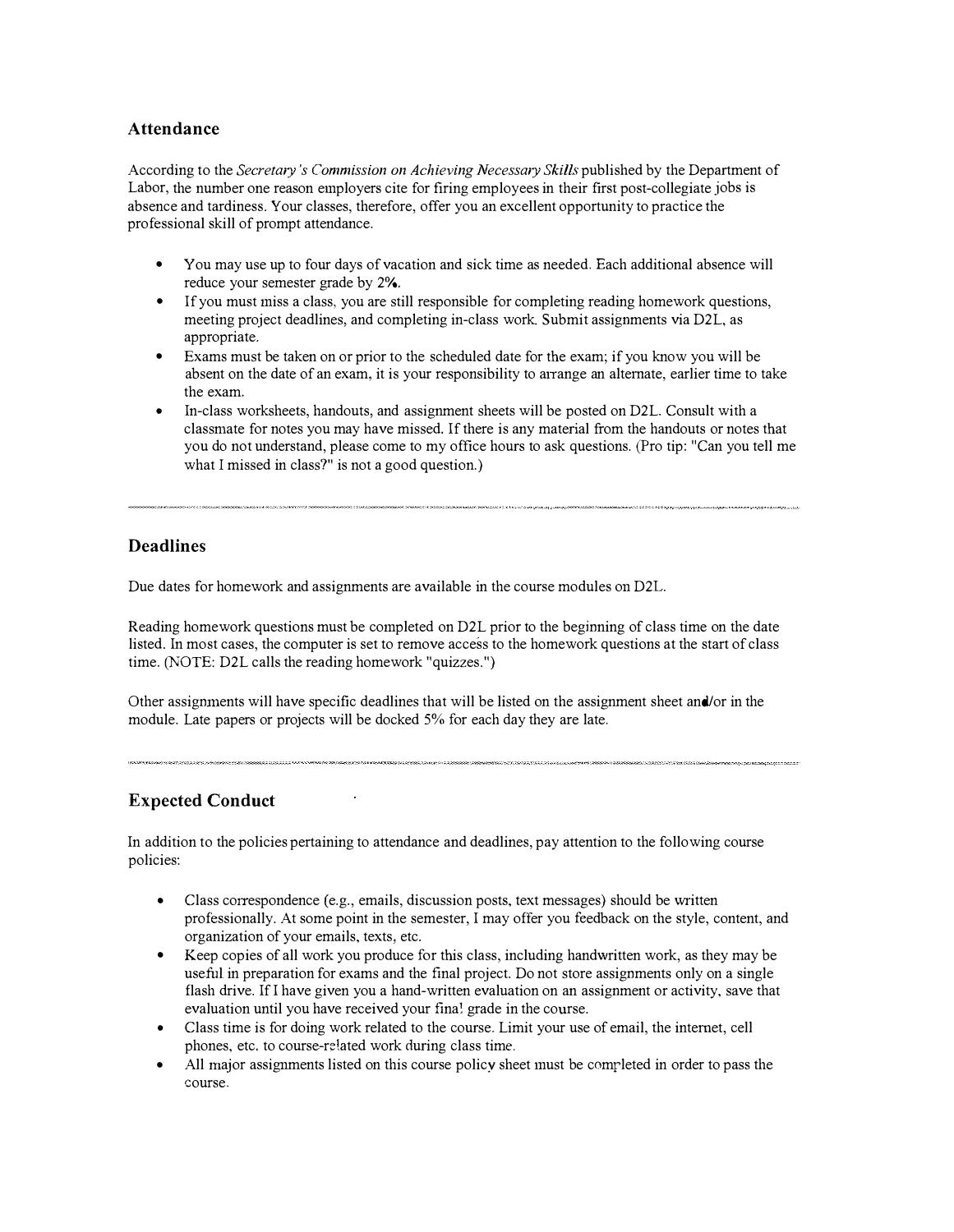## Attendance

According to the *Secretary's Commission on Achieving Necessary Skills* published by the Department of Labor, the number one reason employers cite for firing employees in their first post-collegiate jobs is absence and tardiness. Your classes, therefore, offer you an excellent opportunity to practice the professional skill of prompt attendance.

- You may use up to four days of vacation and sick time as needed. Each additional absence will reduce your semester grade by 2%.
- If you must miss a class, you are still responsible for completing reading homework questions, meeting project deadlines, and completing in-class work. Submit assignments via D2L, as appropriate.
- Exams must be taken on or prior to the scheduled date for the exam; if you know you will be absent on the date of an exam, it is your responsibility to arrange an alternate, earlier time to take the exam.
- In-class worksheets, handouts, and assignment sheets will be posted on D2L. Consult with a classmate for notes you may have missed. If there is any material from the handouts or notes that you do not understand, please come to my office hours to ask questions. (Pro tip: "Can you tell me what I missed in class?" is not a good question.)

---

## Deadlines

Due dates for homework and assignments are available in the course modules on D2L.

Reading homework questions must be completed on D2L prior to the beginning of class time on the date listed. In most cases, the computer is set to remove access to the homework questions at the start of class time. (NOTE: D2L calls the reading homework "quizzes.")

Other assignments will have specific deadlines that will be listed on the assignment sheet and/or in the module. Late papers or projects will be docked 5% for each day they are late.

---

## Expected Conduct

In addition to the policies pertaining to attendance and deadlines, pay attention to the following course policies:

- Class correspondence (e.g., emails, discussion posts, text messages) should be written professionally. At some point in the semester, I may offer you feedback on the style, content, and organization of your emails, texts, etc.
- Keep copies of all work you produce for this class, including handwritten work, as they may be useful in preparation for exams and the final project. Do not store assignments only on a single flash drive. If I have given you a hand-written evaluation on an assignment or activity, save that evaluation until you have received your final grade in the course.
- Class time is for doing work related to the course. Limit your use of email, the internet, cell phones, etc. to course-related work during class time.
- All major assignments listed on this course policy sheet must be completed in order to pass the course.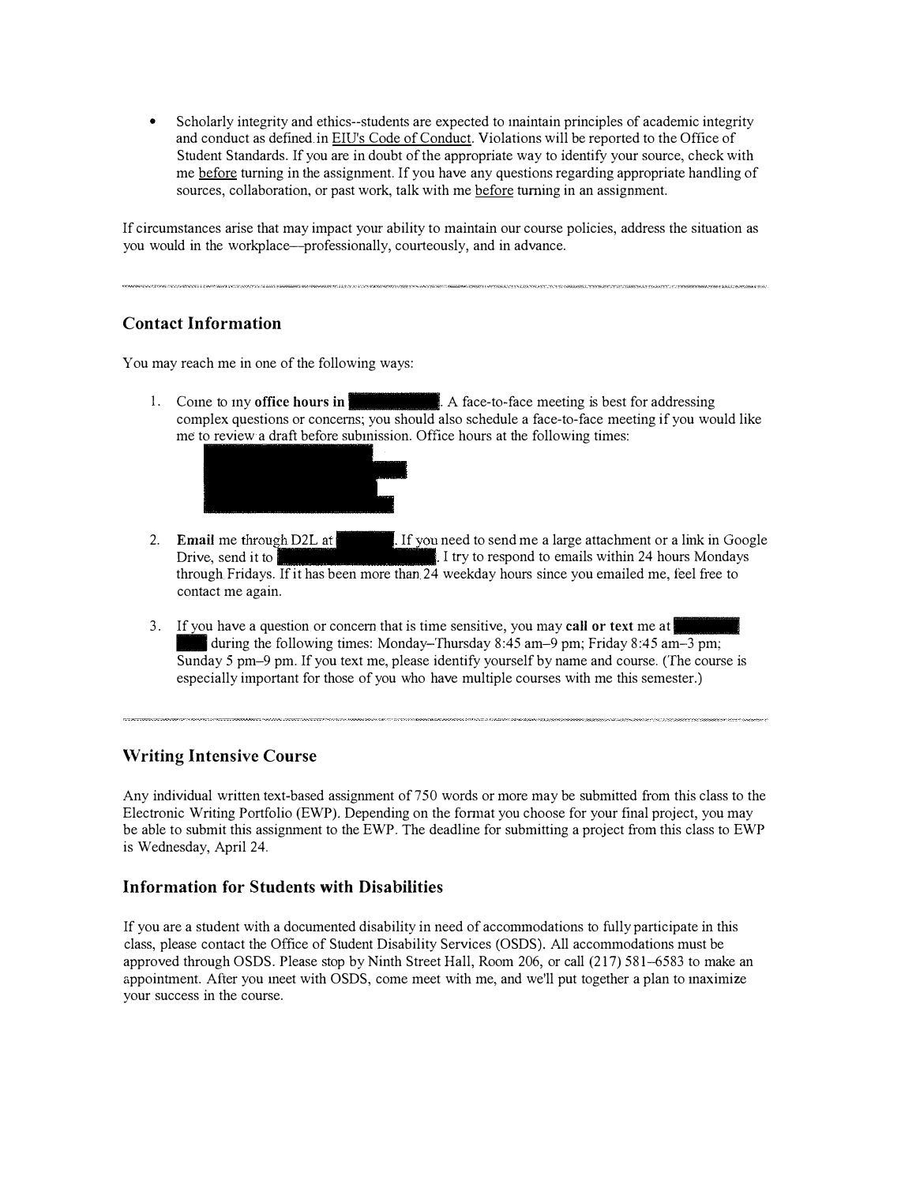- Scholarly integrity and ethics--students are expected to maintain principles of academic integrity and conduct as defined in EIU's Code of Conduct. Violations will be reported to the Office of Student Standards. If you are in doubt of the appropriate way to identify your source, check with me before turning in the assignment. If you have any questions regarding appropriate handling of sources, collaboration, or past work, talk with me before turning in an assignment.

If circumstances arise that may impact your ability to maintain our course policies, address the situation as you would in the workplace—professionally, courteously, and in advance.

---

## Contact Information

You may reach me in one of the following ways:

1. Come to my **office hours in** [redacted]. A face-to-face meeting is best for addressing complex questions or concerns; you should also schedule a face-to-face meeting if you would like me to review a draft before submission. Office hours at the following times:

   [redacted]

2. **Email** me through D2L at [redacted]. If you need to send me a large attachment or a link in Google Drive, send it to [redacted]. I try to respond to emails within 24 hours Mondays through Fridays. If it has been more than 24 weekday hours since you emailed me, feel free to contact me again.

3. If you have a question or concern that is time sensitive, you may **call or text** me at [redacted] during the following times: Monday–Thursday 8:45 am–9 pm; Friday 8:45 am–3 pm; Sunday 5 pm–9 pm. If you text me, please identify yourself by name and course. (The course is especially important for those of you who have multiple courses with me this semester.)

---

## Writing Intensive Course

Any individual written text-based assignment of 750 words or more may be submitted from this class to the Electronic Writing Portfolio (EWP). Depending on the format you choose for your final project, you may be able to submit this assignment to the EWP. The deadline for submitting a project from this class to EWP is Wednesday, April 24.

## Information for Students with Disabilities

If you are a student with a documented disability in need of accommodations to fully participate in this class, please contact the Office of Student Disability Services (OSDS). All accommodations must be approved through OSDS. Please stop by Ninth Street Hall, Room 206, or call (217) 581–6583 to make an appointment. After you meet with OSDS, come meet with me, and we'll put together a plan to maximize your success in the course.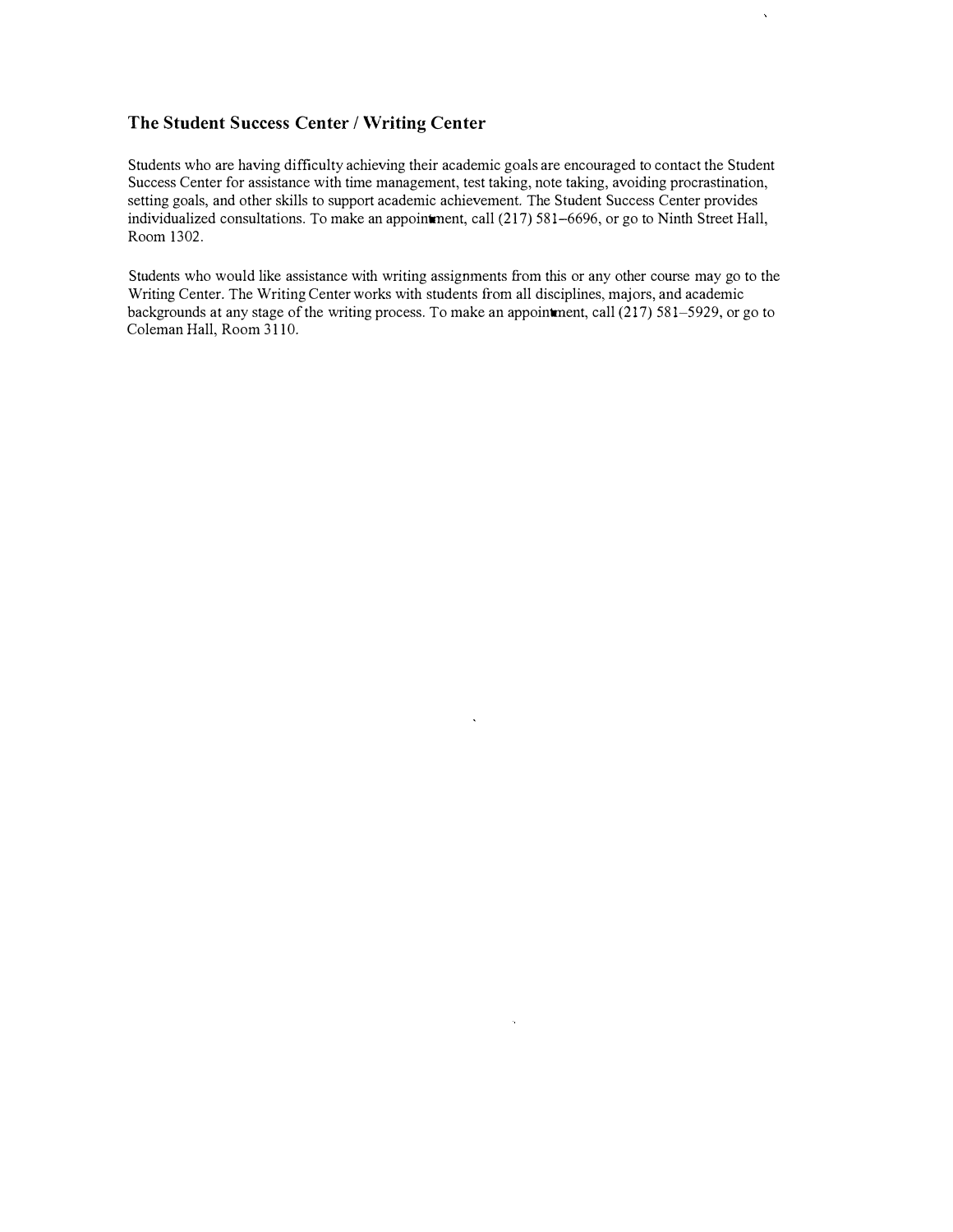## The Student Success Center / Writing Center

Students who are having difficulty achieving their academic goals are encouraged to contact the Student Success Center for assistance with time management, test taking, note taking, avoiding procrastination, setting goals, and other skills to support academic achievement. The Student Success Center provides individualized consultations. To make an appointment, call (217) 581–6696, or go to Ninth Street Hall, Room 1302.

Students who would like assistance with writing assignments from this or any other course may go to the Writing Center. The Writing Center works with students from all disciplines, majors, and academic backgrounds at any stage of the writing process. To make an appointment, call (217) 581–5929, or go to Coleman Hall, Room 3110.